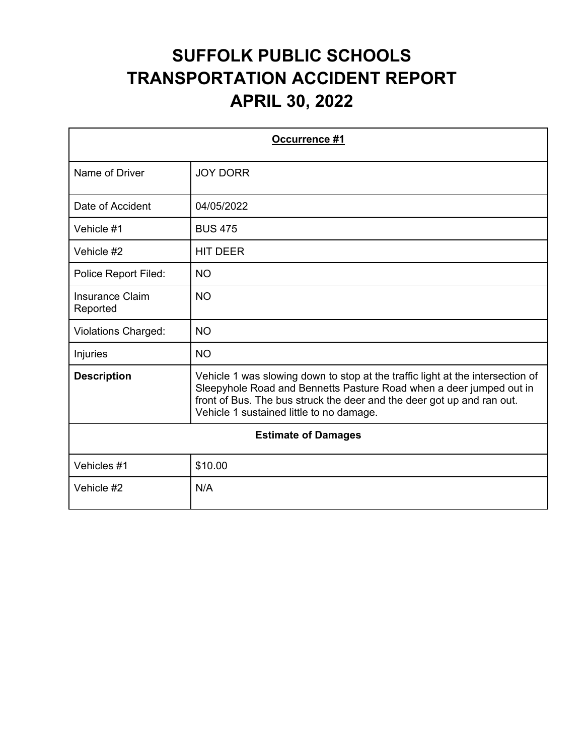# SUFFOLK PUBLIC SCHOOLS
# TRANSPORTATION ACCIDENT REPORT
# APRIL 30, 2022

| Occurrence #1 | |
|---|---|
| Name of Driver | JOY DORR |
| Date of Accident | 04/05/2022 |
| Vehicle #1 | BUS 475 |
| Vehicle #2 | HIT DEER |
| Police Report Filed: | NO |
| Insurance Claim Reported | NO |
| Violations Charged: | NO |
| Injuries | NO |
| **Description** | Vehicle 1 was slowing down to stop at the traffic light at the intersection of Sleepyhole Road and Bennetts Pasture Road when a deer jumped out in front of Bus. The bus struck the deer and the deer got up and ran out. Vehicle 1 sustained little to no damage. |
| **Estimate of Damages** | |
| Vehicles #1 | $10.00 |
| Vehicle #2 | N/A |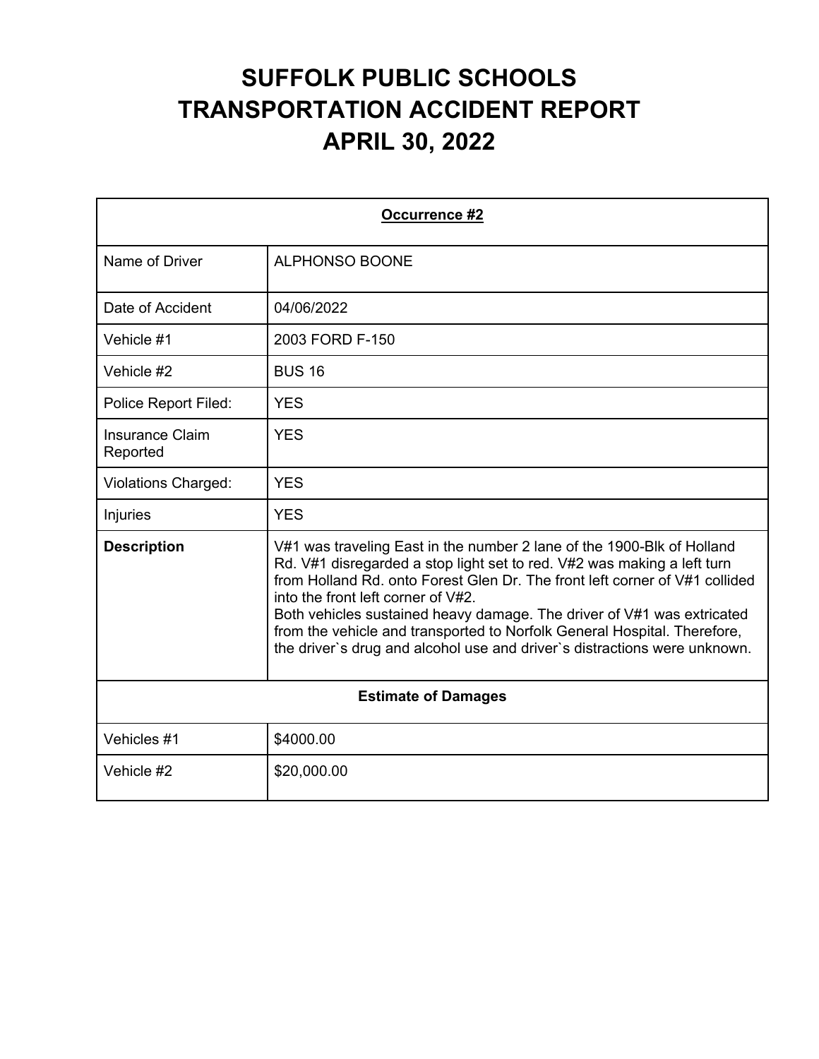# SUFFOLK PUBLIC SCHOOLS
# TRANSPORTATION ACCIDENT REPORT
# APRIL 30, 2022

| Occurrence #2 | |
|---|---|
| Name of Driver | ALPHONSO BOONE |
| Date of Accident | 04/06/2022 |
| Vehicle #1 | 2003 FORD F-150 |
| Vehicle #2 | BUS 16 |
| Police Report Filed: | YES |
| Insurance Claim Reported | YES |
| Violations Charged: | YES |
| Injuries | YES |
| **Description** | V#1 was traveling East in the number 2 lane of the 1900-Blk of Holland Rd. V#1 disregarded a stop light set to red. V#2 was making a left turn from Holland Rd. onto Forest Glen Dr. The front left corner of V#1 collided into the front left corner of V#2. Both vehicles sustained heavy damage. The driver of V#1 was extricated from the vehicle and transported to Norfolk General Hospital. Therefore, the driver`s drug and alcohol use and driver`s distractions were unknown. |
| **Estimate of Damages** | |
| Vehicles #1 | $4000.00 |
| Vehicle #2 | $20,000.00 |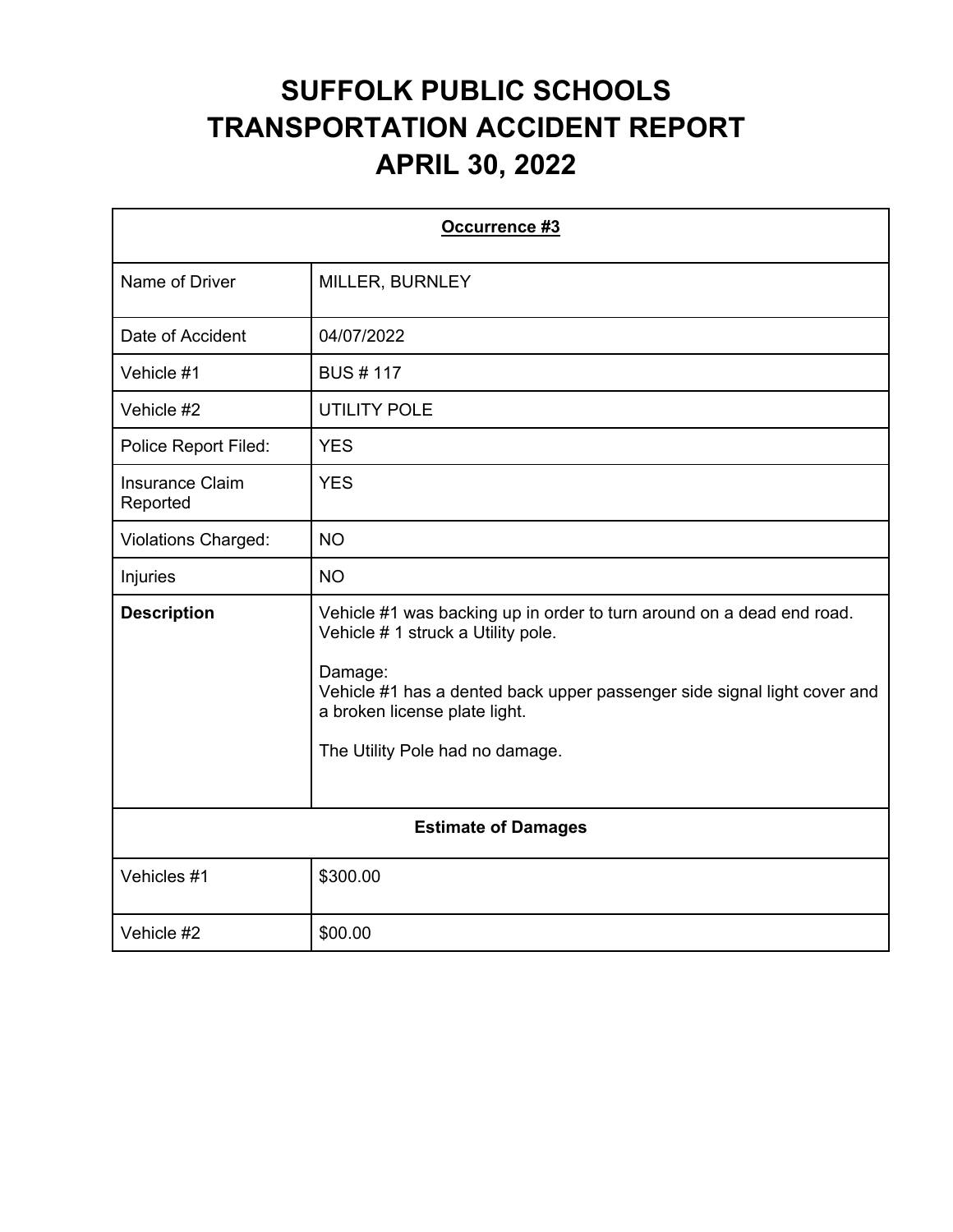# SUFFOLK PUBLIC SCHOOLS
# TRANSPORTATION ACCIDENT REPORT
# APRIL 30, 2022

| **Occurrence #3** | |
|---|---|
| Name of Driver | MILLER, BURNLEY |
| Date of Accident | 04/07/2022 |
| Vehicle #1 | BUS # 117 |
| Vehicle #2 | UTILITY POLE |
| Police Report Filed: | YES |
| Insurance Claim Reported | YES |
| Violations Charged: | NO |
| Injuries | NO |
| **Description** | Vehicle #1 was backing up in order to turn around on a dead end road. Vehicle # 1 struck a Utility pole.<br><br>Damage:<br>Vehicle #1 has a dented back upper passenger side signal light cover and a broken license plate light.<br><br>The Utility Pole had no damage. |
| **Estimate of Damages** | |
| Vehicles #1 | $300.00 |
| Vehicle #2 | $00.00 |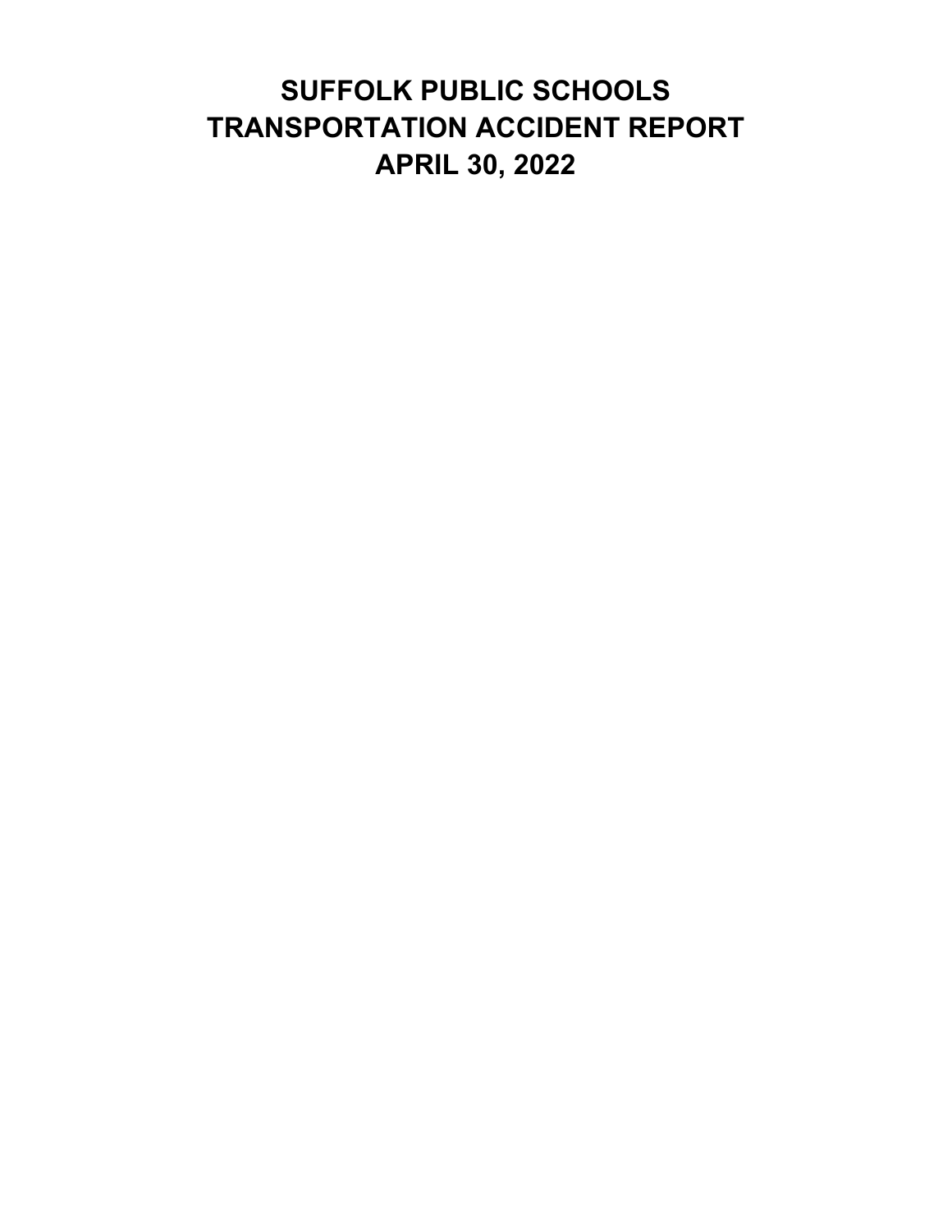# SUFFOLK PUBLIC SCHOOLS
# TRANSPORTATION ACCIDENT REPORT
# APRIL 30, 2022